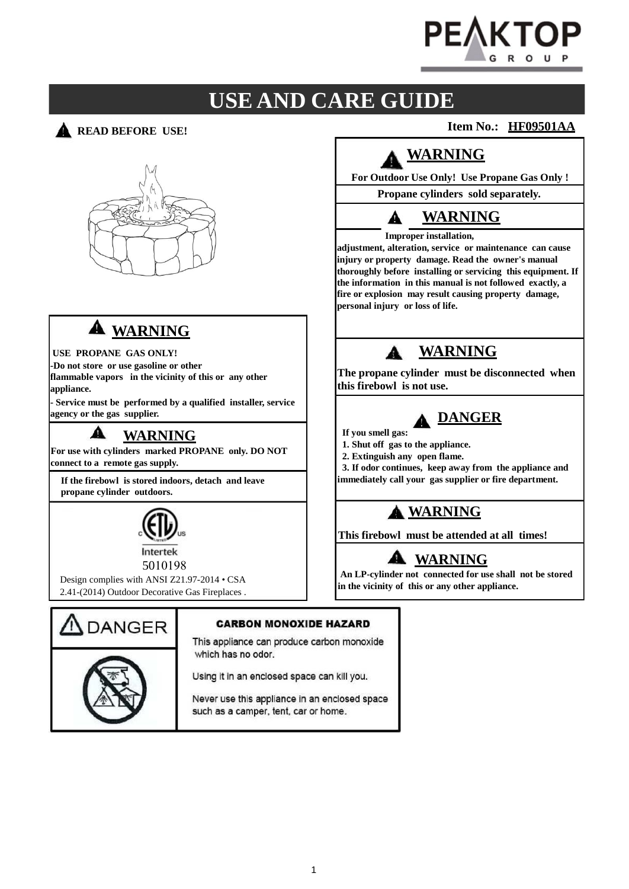# USE AND CARE GUIDE

**READ BEFORE USE!**

**Item No.: HF09501AA**

## WARNING

**USE PROPANE GAS ONLY!**

**-Do not store or use gasoline or other flammable vapors in the vicinity of this or any other appliance.**

**- Service must be performed by a qualified installer, service agency or the gas supplier.**

## WARNING

**For use with cylinders marked PROPANE only. DO NOT connect to a remote gas supply.**

**If the firebowl is stored indoors, detach and leave propane cylinder outdoors.**

Intertek
5010198

Design complies with ANSI Z21.97-2014 • CSA 2.41-(2014) Outdoor Decorative Gas Fireplaces .

## WARNING

**For Outdoor Use Only! Use Propane Gas Only !**

**Propane cylinders sold separately.**

## WARNING

**Improper installation, adjustment, alteration, service or maintenance can cause injury or property damage. Read the owner's manual thoroughly before installing or servicing this equipment. If the information in this manual is not followed exactly, a fire or explosion may result causing property damage, personal injury or loss of life.**

## WARNING

**The propane cylinder must be disconnected when this firebowl is not use.**

## DANGER

**If you smell gas:**

**1. Shut off gas to the appliance.**

**2. Extinguish any open flame.**

**3. If odor continues, keep away from the appliance and immediately call your gas supplier or fire department.**

## WARNING

**This firebowl must be attended at all times!**

## WARNING

**An LP-cylinder not connected for use shall not be stored in the vicinity of this or any other appliance.**

## DANGER

**CARBON MONOXIDE HAZARD**

This appliance can produce carbon monoxide which has no odor.

Using it in an enclosed space can kill you.

Never use this appliance in an enclosed space such as a camper, tent, car or home.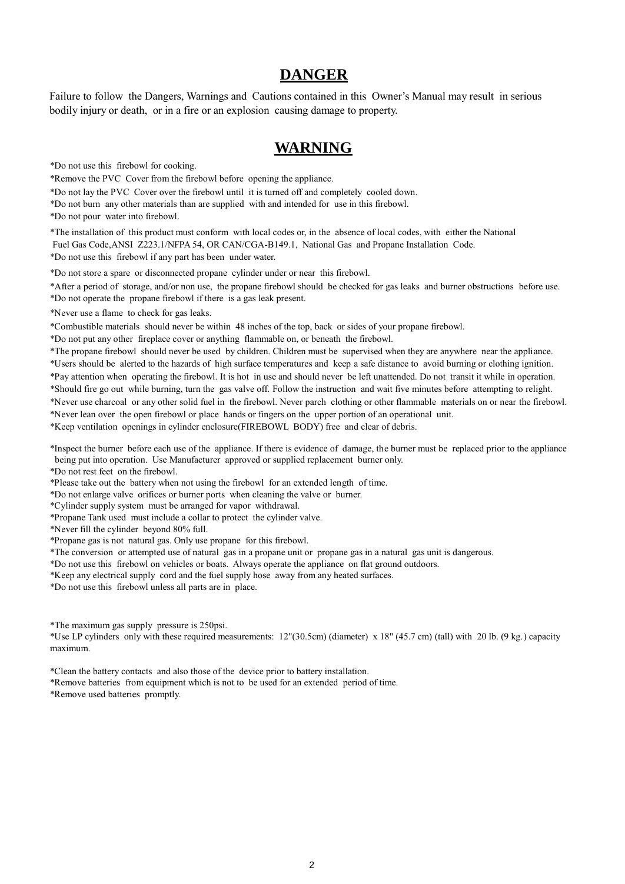## DANGER

Failure to follow the Dangers, Warnings and Cautions contained in this Owner's Manual may result in serious bodily injury or death, or in a fire or an explosion causing damage to property.

## WARNING

*Do not use this firebowl for cooking.
*Remove the PVC Cover from the firebowl before opening the appliance.
*Do not lay the PVC Cover over the firebowl until it is turned off and completely cooled down.
*Do not burn any other materials than are supplied with and intended for use in this firebowl.
*Do not pour water into firebowl.

*The installation of this product must conform with local codes or, in the absence of local codes, with either the National Fuel Gas Code,ANSI Z223.1/NFPA 54, OR CAN/CGA-B149.1, National Gas and Propane Installation Code.
*Do not use this firebowl if any part has been under water.

*Do not store a spare or disconnected propane cylinder under or near this firebowl.
*After a period of storage, and/or non use, the propane firebowl should be checked for gas leaks and burner obstructions before use.
*Do not operate the propane firebowl if there is a gas leak present.

*Never use a flame to check for gas leaks.
*Combustible materials should never be within 48 inches of the top, back or sides of your propane firebowl.
*Do not put any other fireplace cover or anything flammable on, or beneath the firebowl.
*The propane firebowl should never be used by children. Children must be supervised when they are anywhere near the appliance.
*Users should be alerted to the hazards of high surface temperatures and keep a safe distance to avoid burning or clothing ignition.
*Pay attention when operating the firebowl. It is hot in use and should never be left unattended. Do not transit it while in operation.
*Should fire go out while burning, turn the gas valve off. Follow the instruction and wait five minutes before attempting to relight.
*Never use charcoal or any other solid fuel in the firebowl. Never parch clothing or other flammable materials on or near the firebowl.
*Never lean over the open firebowl or place hands or fingers on the upper portion of an operational unit.
*Keep ventilation openings in cylinder enclosure(FIREBOWL BODY) free and clear of debris.

*Inspect the burner before each use of the appliance. If there is evidence of damage, the burner must be replaced prior to the appliance being put into operation. Use Manufacturer approved or supplied replacement burner only.
*Do not rest feet on the firebowl.
*Please take out the battery when not using the firebowl for an extended length of time.
*Do not enlarge valve orifices or burner ports when cleaning the valve or burner.
*Cylinder supply system must be arranged for vapor withdrawal.
*Propane Tank used must include a collar to protect the cylinder valve.
*Never fill the cylinder beyond 80% full.
*Propane gas is not natural gas. Only use propane for this firebowl.
*The conversion or attempted use of natural gas in a propane unit or propane gas in a natural gas unit is dangerous.
*Do not use this firebowl on vehicles or boats. Always operate the appliance on flat ground outdoors.
*Keep any electrical supply cord and the fuel supply hose away from any heated surfaces.
*Do not use this firebowl unless all parts are in place.

*The maximum gas supply pressure is 250psi.
*Use LP cylinders only with these required measurements: 12"(30.5cm) (diameter) x 18" (45.7 cm) (tall) with 20 lb. (9 kg.) capacity maximum.

*Clean the battery contacts and also those of the device prior to battery installation.
*Remove batteries from equipment which is not to be used for an extended period of time.
*Remove used batteries promptly.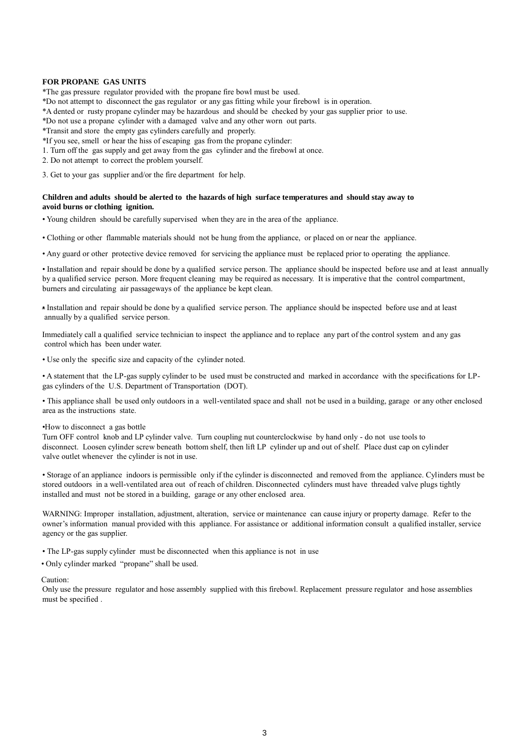**FOR PROPANE GAS UNITS**

*The gas pressure regulator provided with the propane fire bowl must be used.
*Do not attempt to disconnect the gas regulator or any gas fitting while your firebowl is in operation.
*A dented or rusty propane cylinder may be hazardous and should be checked by your gas supplier prior to use.
*Do not use a propane cylinder with a damaged valve and any other worn out parts.
*Transit and store the empty gas cylinders carefully and properly.
*If you see, smell or hear the hiss of escaping gas from the propane cylinder:

1. Turn off the gas supply and get away from the gas cylinder and the firebowl at once.
2. Do not attempt to correct the problem yourself.
3. Get to your gas supplier and/or the fire department for help.

**Children and adults should be alerted to the hazards of high surface temperatures and should stay away to avoid burns or clothing ignition.**

• Young children should be carefully supervised when they are in the area of the appliance.

• Clothing or other flammable materials should not be hung from the appliance, or placed on or near the appliance.

• Any guard or other protective device removed for servicing the appliance must be replaced prior to operating the appliance.

• Installation and repair should be done by a qualified service person. The appliance should be inspected before use and at least annually by a qualified service person. More frequent cleaning may be required as necessary. It is imperative that the control compartment, burners and circulating air passageways of the appliance be kept clean.

• Installation and repair should be done by a qualified service person. The appliance should be inspected before use and at least annually by a qualified service person.

Immediately call a qualified service technician to inspect the appliance and to replace any part of the control system and any gas control which has been under water.

• Use only the specific size and capacity of the cylinder noted.

• A statement that the LP-gas supply cylinder to be used must be constructed and marked in accordance with the specifications for LP-gas cylinders of the U.S. Department of Transportation (DOT).

• This appliance shall be used only outdoors in a well-ventilated space and shall not be used in a building, garage or any other enclosed area as the instructions state.

•How to disconnect a gas bottle
Turn OFF control knob and LP cylinder valve. Turn coupling nut counterclockwise by hand only - do not use tools to disconnect. Loosen cylinder screw beneath bottom shelf, then lift LP cylinder up and out of shelf. Place dust cap on cylinder valve outlet whenever the cylinder is not in use.

• Storage of an appliance indoors is permissible only if the cylinder is disconnected and removed from the appliance. Cylinders must be stored outdoors in a well-ventilated area out of reach of children. Disconnected cylinders must have threaded valve plugs tightly installed and must not be stored in a building, garage or any other enclosed area.

WARNING: Improper installation, adjustment, alteration, service or maintenance can cause injury or property damage. Refer to the owner's information manual provided with this appliance. For assistance or additional information consult a qualified installer, service agency or the gas supplier.

• The LP-gas supply cylinder must be disconnected when this appliance is not in use

• Only cylinder marked "propane" shall be used.

Caution:
Only use the pressure regulator and hose assembly supplied with this firebowl. Replacement pressure regulator and hose assemblies must be specified .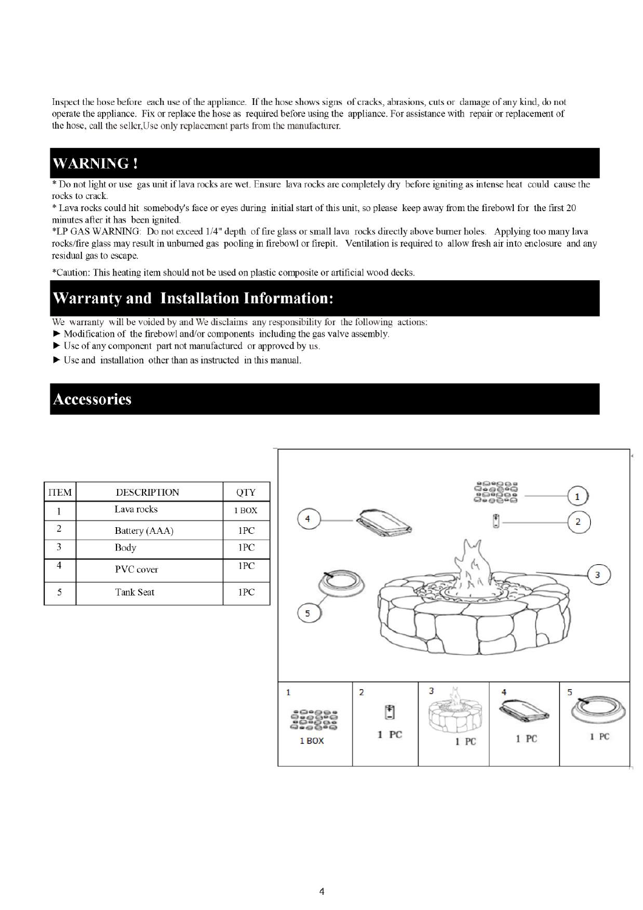Inspect the hose before each use of the appliance. If the hose shows signs of cracks, abrasions, cuts or damage of any kind, do not operate the appliance. Fix or replace the hose as required before using the appliance. For assistance with repair or replacement of the hose, call the seller,Use only replacement parts from the manufacturer.

## WARNING !

* Do not light or use gas unit if lava rocks are wet. Ensure lava rocks are completely dry before igniting as intense heat could cause the rocks to crack.
* Lava rocks could hit somebody's face or eyes during initial start of this unit, so please keep away from the firebowl for the first 20 minutes after it has been ignited.
*LP GAS WARNING: Do not exceed 1/4" depth of fire glass or small lava rocks directly above burner holes. Applying too many lava rocks/fire glass may result in unburned gas pooling in firebowl or firepit. Ventilation is required to allow fresh air into enclosure and any residual gas to escape.

*Caution: This heating item should not be used on plastic composite or artificial wood decks.

## Warranty and Installation Information:

We warranty will be voided by and We disclaims any responsibility for the following actions:

► Modification of the firebowl and/or components including the gas valve assembly.

► Use of any component part not manufactured or approved by us.

► Use and installation other than as instructed in this manual.

## Accessories

| ITEM | DESCRIPTION | QTY |
|---|---|---|
| 1 | Lava rocks | 1 BOX |
| 2 | Battery (AAA) | 1PC |
| 3 | Body | 1PC |
| 4 | PVC cover | 1PC |
| 5 | Tank Seat | 1PC |

| 1 | 2 | 3 | 4 | 5 |
|---|---|---|---|---|
| 1 BOX | 1 PC | 1 PC | 1 PC | 1 PC |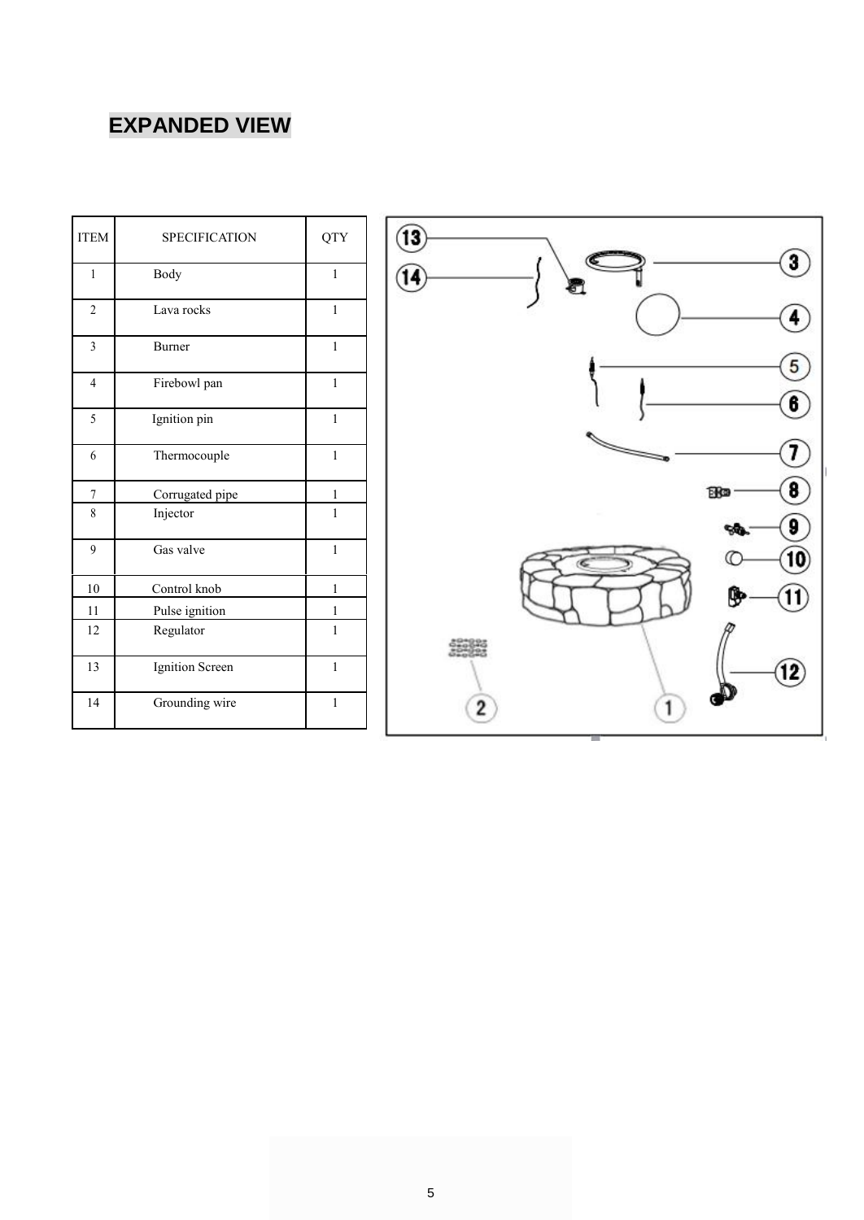## EXPANDED VIEW

| ITEM | SPECIFICATION | QTY |
|---|---|---|
| 1 | Body | 1 |
| 2 | Lava rocks | 1 |
| 3 | Burner | 1 |
| 4 | Firebowl pan | 1 |
| 5 | Ignition pin | 1 |
| 6 | Thermocouple | 1 |
| 7 | Corrugated pipe | 1 |
| 8 | Injector | 1 |
| 9 | Gas valve | 1 |
| 10 | Control knob | 1 |
| 11 | Pulse ignition | 1 |
| 12 | Regulator | 1 |
| 13 | Ignition Screen | 1 |
| 14 | Grounding wire | 1 |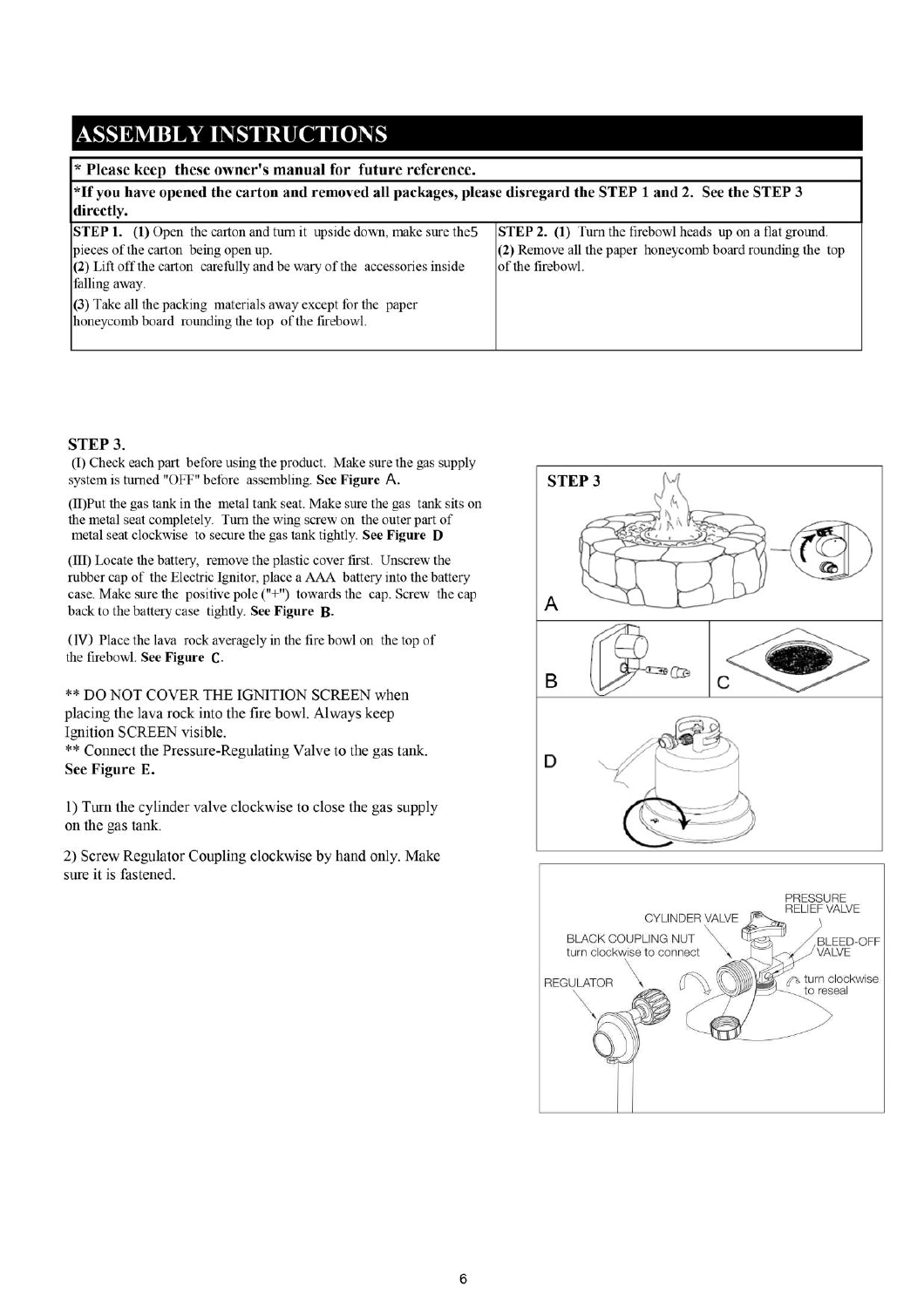# ASSEMBLY INSTRUCTIONS

**\* Please keep these owner's manual for future reference.**

**\*If you have opened the carton and removed all packages, please disregard the STEP 1 and 2. See the STEP 3 directly.**

| STEP 1. | STEP 2. |
|---|---|
| **(1)** Open the carton and turn it upside down, make sure the5 pieces of the carton being open up. **(2)** Lift off the carton carefully and be wary of the accessories inside falling away. **(3)** Take all the packing materials away except for the paper honeycomb board rounding the top of the firebowl. | **(1)** Turn the firebowl heads up on a flat ground. **(2)** Remove all the paper honeycomb board rounding the top of the firebowl. |

**STEP 3.**

(I) Check each part before using the product. Make sure the gas supply system is turned "OFF" before assembling. **See Figure A.**

(II)Put the gas tank in the metal tank seat. Make sure the gas tank sits on the metal seat completely. Turn the wing screw on the outer part of metal seat clockwise to secure the gas tank tightly. **See Figure D**

(III) Locate the battery, remove the plastic cover first. Unscrew the rubber cap of the Electric Ignitor, place a AAA battery into the battery case. Make sure the positive pole ("+") towards the cap. Screw the cap back to the battery case tightly. **See Figure B.**

(IV) Place the lava rock averagely in the fire bowl on the top of the firebowl. **See Figure C.**

\*\* DO NOT COVER THE IGNITION SCREEN when placing the lava rock into the fire bowl. Always keep Ignition SCREEN visible.

\*\* Connect the Pressure-Regulating Valve to the gas tank. **See Figure E.**

1) Turn the cylinder valve clockwise to close the gas supply on the gas tank.

2) Screw Regulator Coupling clockwise by hand only. Make sure it is fastened.

STEP 3

A

B

C

D

PRESSURE RELIEF VALVE

CYLINDER VALVE

BLACK COUPLING NUT
turn clockwise to connect

BLEED-OFF VALVE

REGULATOR

turn clockwise to reseal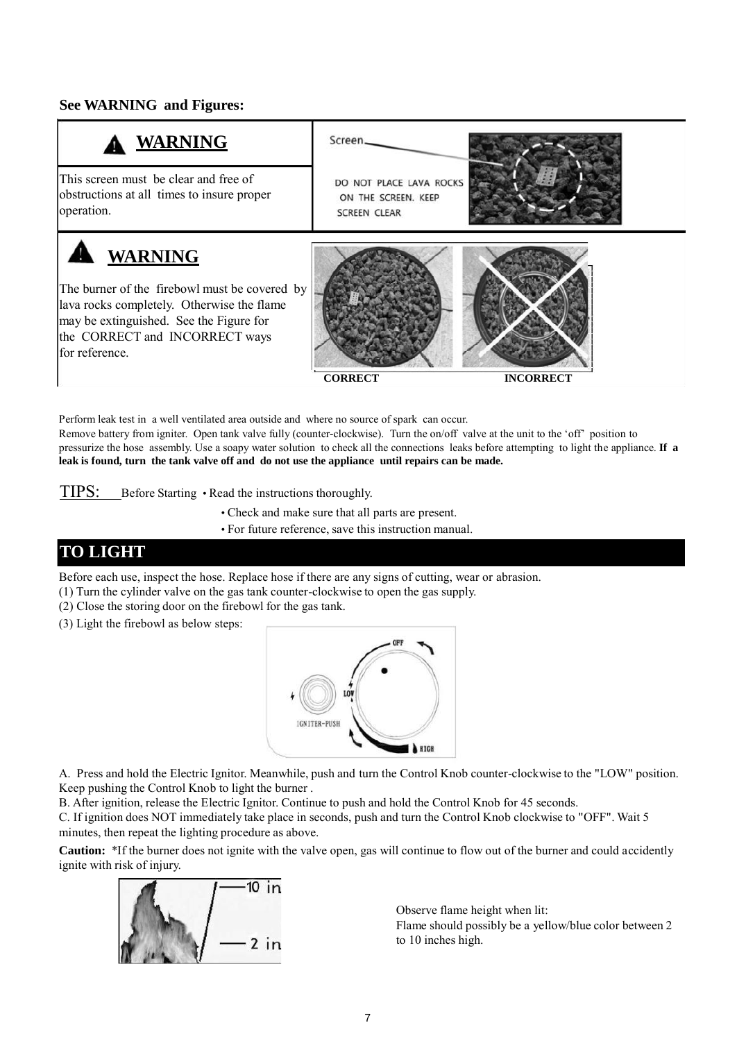**See WARNING and Figures:**

## ⚠ WARNING

This screen must be clear and free of obstructions at all times to insure proper operation.

Screen

DO NOT PLACE LAVA ROCKS ON THE SCREEN. KEEP SCREEN CLEAR

## ⚠ WARNING

The burner of the firebowl must be covered by lava rocks completely. Otherwise the flame may be extinguished. See the Figure for the CORRECT and INCORRECT ways for reference.

CORRECT INCORRECT

Perform leak test in a well ventilated area outside and where no source of spark can occur.
Remove battery from igniter. Open tank valve fully (counter-clockwise). Turn the on/off valve at the unit to the 'off' position to pressurize the hose assembly. Use a soapy water solution to check all the connections leaks before attempting to light the appliance. **If a leak is found, turn the tank valve off and do not use the appliance until repairs can be made.**

TIPS: Before Starting
- Read the instructions thoroughly.
- Check and make sure that all parts are present.
- For future reference, save this instruction manual.

## TO LIGHT

Before each use, inspect the hose. Replace hose if there are any signs of cutting, wear or abrasion.
(1) Turn the cylinder valve on the gas tank counter-clockwise to open the gas supply.
(2) Close the storing door on the firebowl for the gas tank.
(3) Light the firebowl as below steps:

OFF LOW HIGH IGNITER-PUSH

A. Press and hold the Electric Ignitor. Meanwhile, push and turn the Control Knob counter-clockwise to the "LOW" position. Keep pushing the Control Knob to light the burner .
B. After ignition, release the Electric Ignitor. Continue to push and hold the Control Knob for 45 seconds.
C. If ignition does NOT immediately take place in seconds, push and turn the Control Knob clockwise to "OFF". Wait 5 minutes, then repeat the lighting procedure as above.

**Caution:** *If the burner does not ignite with the valve open, gas will continue to flow out of the burner and could accidently ignite with risk of injury.

10 in
2 in

Observe flame height when lit:
Flame should possibly be a yellow/blue color between 2 to 10 inches high.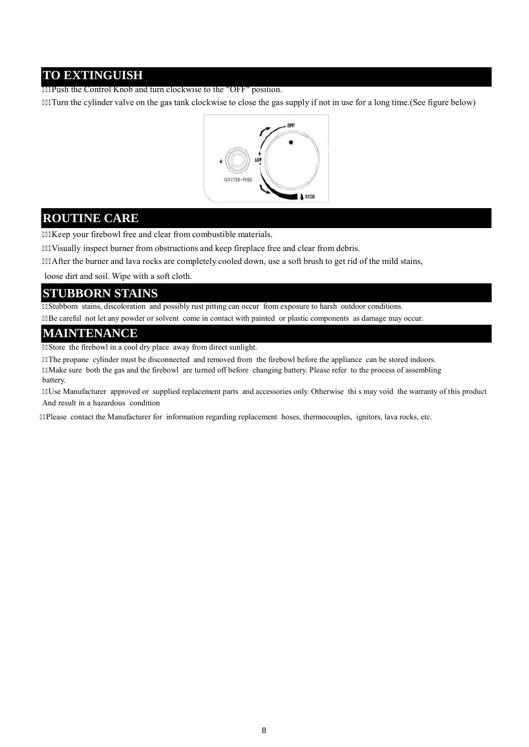## TO EXTINGUISH

- Push the Control Knob and turn clockwise to the "OFF" position.
- Turn the cylinder valve on the gas tank clockwise to close the gas supply if not in use for a long time.(See figure below)

OFF

LOW

IGNITER-PUSH

HIGH

## ROUTINE CARE

- Keep your firebowl free and clear from combustible materials.
- Visually inspect burner from obstructions and keep fireplace free and clear from debris.
- After the burner and lava rocks are completely cooled down, use a soft brush to get rid of the mild stains, loose dirt and soil. Wipe with a soft cloth.

## STUBBORN STAINS

- Stubborn stains, discoloration and possibly rust pitting can occur from exposure to harsh outdoor conditions.
- Be careful not let any powder or solvent come in contact with painted or plastic components as damage may occur.

## MAINTENANCE

- Store the firebowl in a cool dry place away from direct sunlight.
- The propane cylinder must be disconnected and removed from the firebowl before the appliance can be stored indoors.
- Make sure both the gas and the firebowl are turned off before changing battery. Please refer to the process of assembling battery.
- Use Manufacturer approved or supplied replacement parts and accessories only. Otherwise thi s may void the warranty of this product And result in a hazardous condition
- Please contact the Manufacturer for information regarding replacement hoses, thermocouples, ignitors, lava rocks, etc.